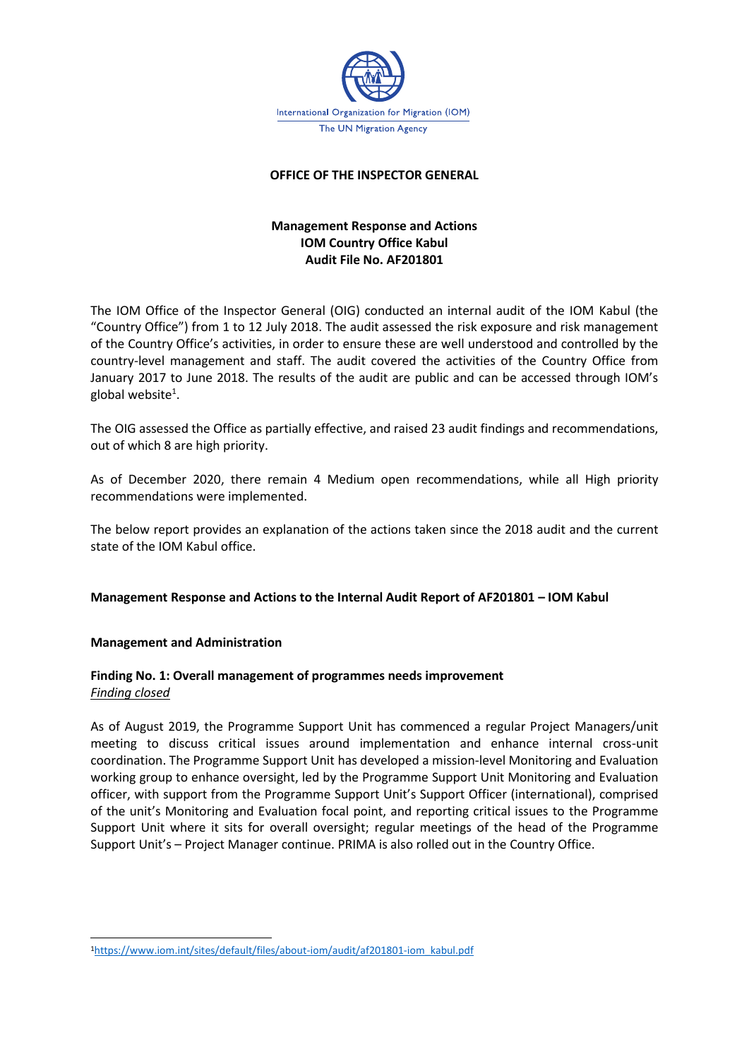International Organization for Migration (IOM)
The UN Migration Agency

**OFFICE OF THE INSPECTOR GENERAL**

**Management Response and Actions**
**IOM Country Office Kabul**
**Audit File No. AF201801**

The IOM Office of the Inspector General (OIG) conducted an internal audit of the IOM Kabul (the "Country Office") from 1 to 12 July 2018. The audit assessed the risk exposure and risk management of the Country Office's activities, in order to ensure these are well understood and controlled by the country-level management and staff. The audit covered the activities of the Country Office from January 2017 to June 2018. The results of the audit are public and can be accessed through IOM's global website[1].

The OIG assessed the Office as partially effective, and raised 23 audit findings and recommendations, out of which 8 are high priority.

As of December 2020, there remain 4 Medium open recommendations, while all High priority recommendations were implemented.

The below report provides an explanation of the actions taken since the 2018 audit and the current state of the IOM Kabul office.

**Management Response and Actions to the Internal Audit Report of AF201801 – IOM Kabul**

**Management and Administration**

**Finding No. 1: Overall management of programmes needs improvement**
*Finding closed*

As of August 2019, the Programme Support Unit has commenced a regular Project Managers/unit meeting to discuss critical issues around implementation and enhance internal cross-unit coordination. The Programme Support Unit has developed a mission-level Monitoring and Evaluation working group to enhance oversight, led by the Programme Support Unit Monitoring and Evaluation officer, with support from the Programme Support Unit's Support Officer (international), comprised of the unit's Monitoring and Evaluation focal point, and reporting critical issues to the Programme Support Unit where it sits for overall oversight; regular meetings of the head of the Programme Support Unit's – Project Manager continue. PRIMA is also rolled out in the Country Office.

[1] https://www.iom.int/sites/default/files/about-iom/audit/af201801-iom_kabul.pdf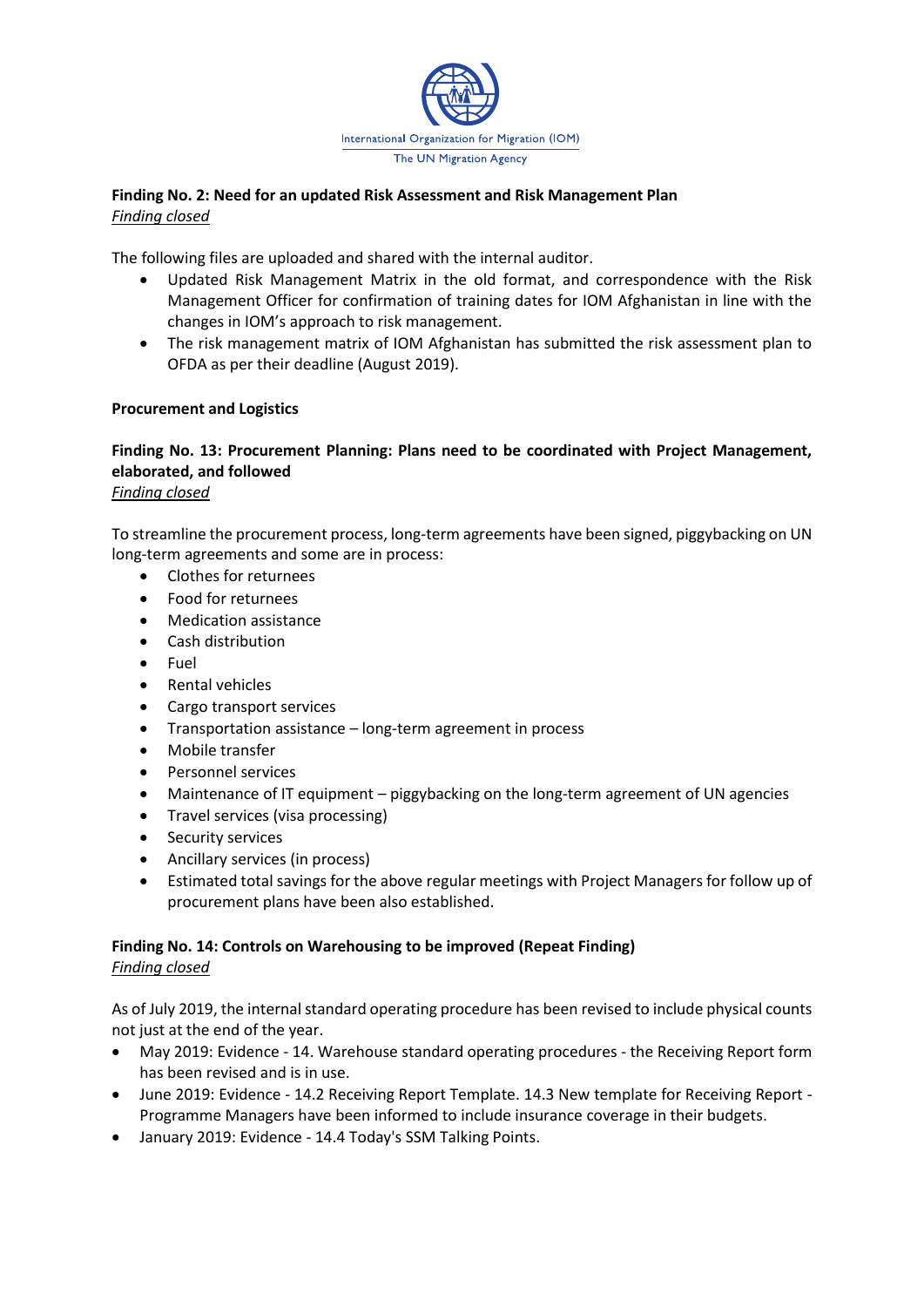**Finding No. 2: Need for an updated Risk Assessment and Risk Management Plan**
*Finding closed*

The following files are uploaded and shared with the internal auditor.

- Updated Risk Management Matrix in the old format, and correspondence with the Risk Management Officer for confirmation of training dates for IOM Afghanistan in line with the changes in IOM's approach to risk management.
- The risk management matrix of IOM Afghanistan has submitted the risk assessment plan to OFDA as per their deadline (August 2019).

**Procurement and Logistics**

**Finding No. 13: Procurement Planning: Plans need to be coordinated with Project Management, elaborated, and followed**
*Finding closed*

To streamline the procurement process, long-term agreements have been signed, piggybacking on UN long-term agreements and some are in process:

- Clothes for returnees
- Food for returnees
- Medication assistance
- Cash distribution
- Fuel
- Rental vehicles
- Cargo transport services
- Transportation assistance – long-term agreement in process
- Mobile transfer
- Personnel services
- Maintenance of IT equipment – piggybacking on the long-term agreement of UN agencies
- Travel services (visa processing)
- Security services
- Ancillary services (in process)
- Estimated total savings for the above regular meetings with Project Managers for follow up of procurement plans have been also established.

**Finding No. 14: Controls on Warehousing to be improved (Repeat Finding)**
*Finding closed*

As of July 2019, the internal standard operating procedure has been revised to include physical counts not just at the end of the year.

- May 2019: Evidence - 14. Warehouse standard operating procedures - the Receiving Report form has been revised and is in use.
- June 2019: Evidence - 14.2 Receiving Report Template. 14.3 New template for Receiving Report - Programme Managers have been informed to include insurance coverage in their budgets.
- January 2019: Evidence - 14.4 Today's SSM Talking Points.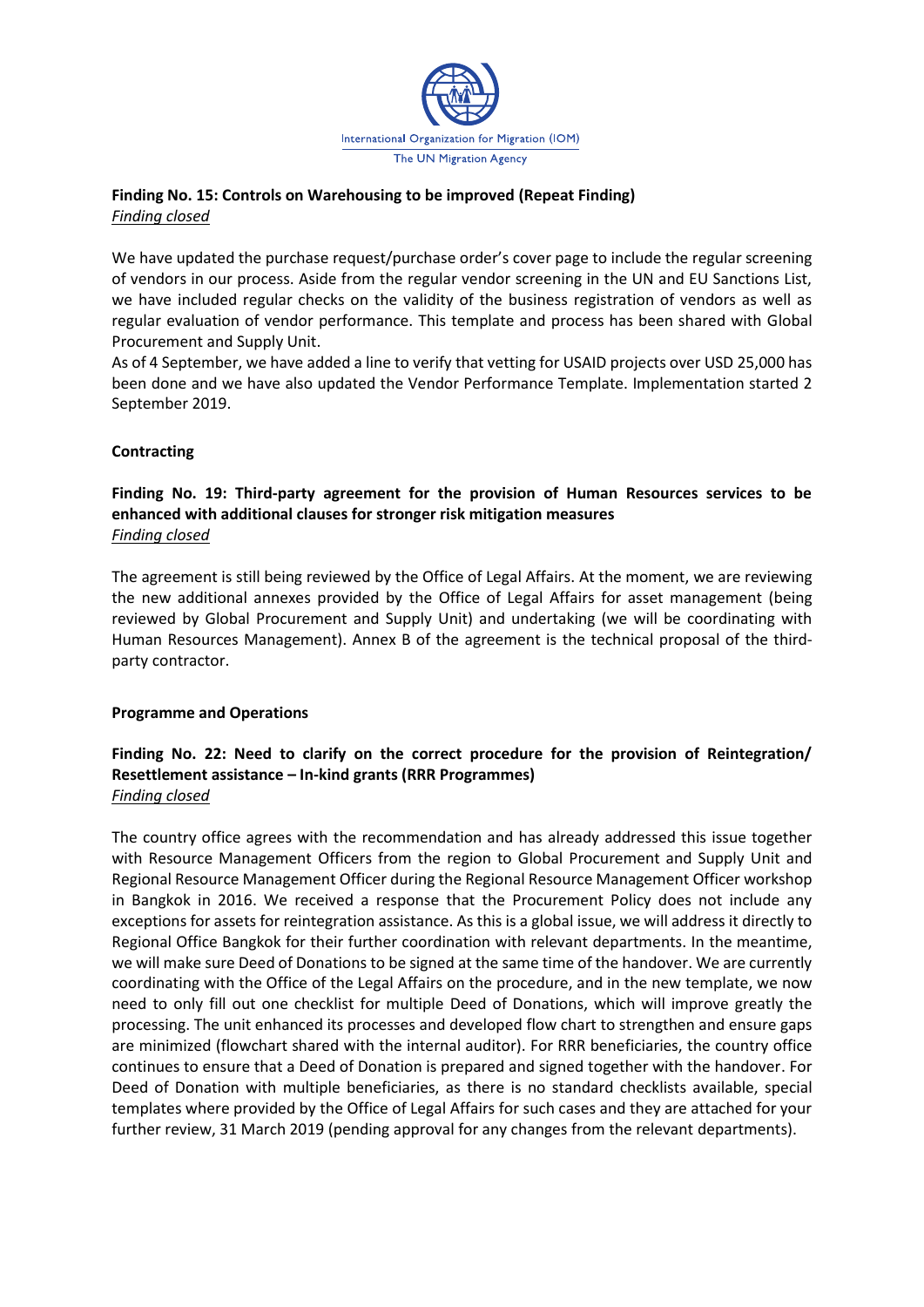**Finding No. 15: Controls on Warehousing to be improved (Repeat Finding)**
*Finding closed*

We have updated the purchase request/purchase order's cover page to include the regular screening of vendors in our process. Aside from the regular vendor screening in the UN and EU Sanctions List, we have included regular checks on the validity of the business registration of vendors as well as regular evaluation of vendor performance. This template and process has been shared with Global Procurement and Supply Unit.
As of 4 September, we have added a line to verify that vetting for USAID projects over USD 25,000 has been done and we have also updated the Vendor Performance Template. Implementation started 2 September 2019.

**Contracting**

**Finding No. 19: Third-party agreement for the provision of Human Resources services to be enhanced with additional clauses for stronger risk mitigation measures**
*Finding closed*

The agreement is still being reviewed by the Office of Legal Affairs. At the moment, we are reviewing the new additional annexes provided by the Office of Legal Affairs for asset management (being reviewed by Global Procurement and Supply Unit) and undertaking (we will be coordinating with Human Resources Management). Annex B of the agreement is the technical proposal of the third-party contractor.

**Programme and Operations**

**Finding No. 22: Need to clarify on the correct procedure for the provision of Reintegration/ Resettlement assistance – In-kind grants (RRR Programmes)**
*Finding closed*

The country office agrees with the recommendation and has already addressed this issue together with Resource Management Officers from the region to Global Procurement and Supply Unit and Regional Resource Management Officer during the Regional Resource Management Officer workshop in Bangkok in 2016. We received a response that the Procurement Policy does not include any exceptions for assets for reintegration assistance. As this is a global issue, we will address it directly to Regional Office Bangkok for their further coordination with relevant departments. In the meantime, we will make sure Deed of Donations to be signed at the same time of the handover. We are currently coordinating with the Office of the Legal Affairs on the procedure, and in the new template, we now need to only fill out one checklist for multiple Deed of Donations, which will improve greatly the processing. The unit enhanced its processes and developed flow chart to strengthen and ensure gaps are minimized (flowchart shared with the internal auditor). For RRR beneficiaries, the country office continues to ensure that a Deed of Donation is prepared and signed together with the handover. For Deed of Donation with multiple beneficiaries, as there is no standard checklists available, special templates where provided by the Office of Legal Affairs for such cases and they are attached for your further review, 31 March 2019 (pending approval for any changes from the relevant departments).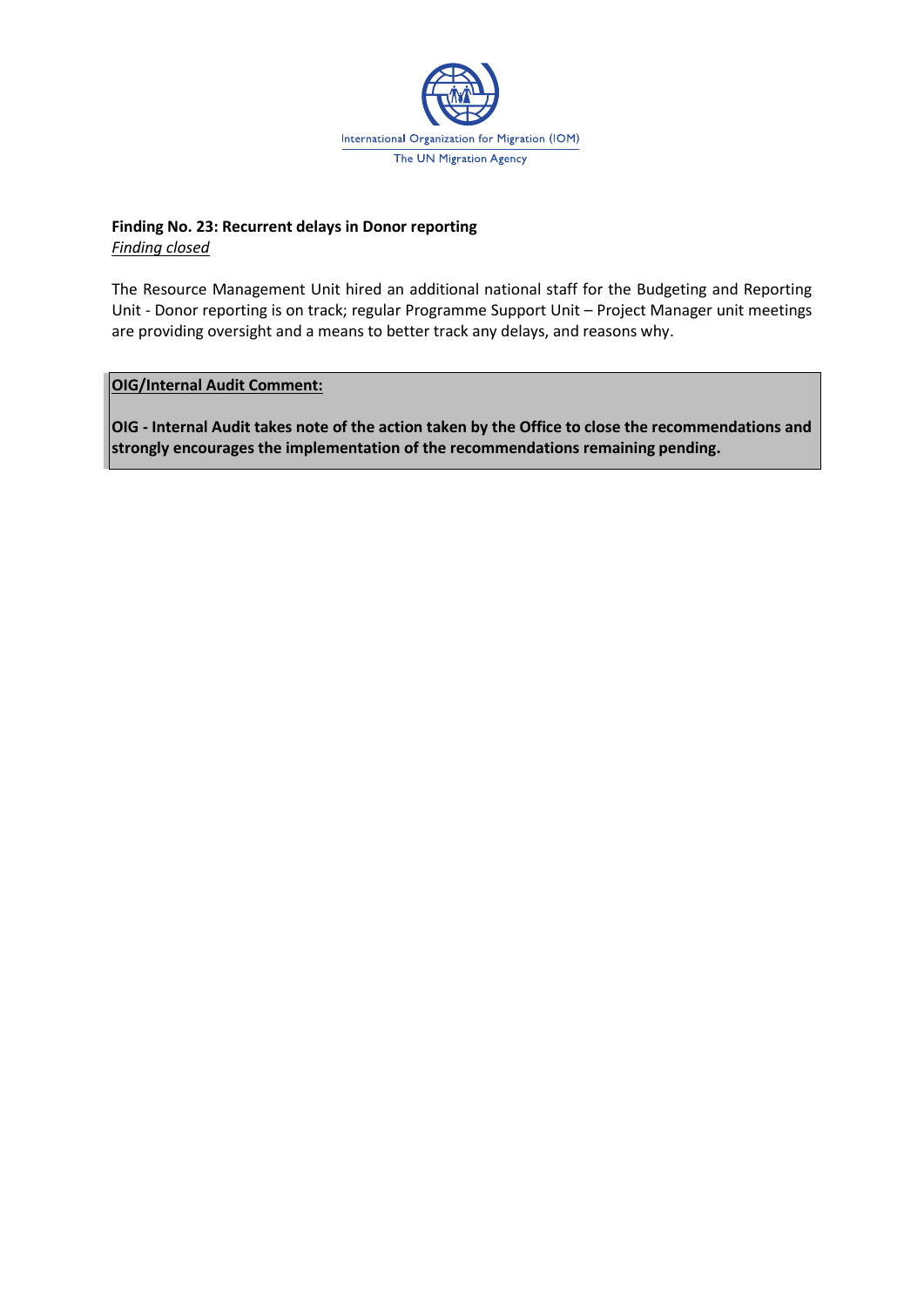**Finding No. 23: Recurrent delays in Donor reporting**
*Finding closed*

The Resource Management Unit hired an additional national staff for the Budgeting and Reporting Unit - Donor reporting is on track; regular Programme Support Unit – Project Manager unit meetings are providing oversight and a means to better track any delays, and reasons why.

**OIG/Internal Audit Comment:**

**OIG - Internal Audit takes note of the action taken by the Office to close the recommendations and strongly encourages the implementation of the recommendations remaining pending.**